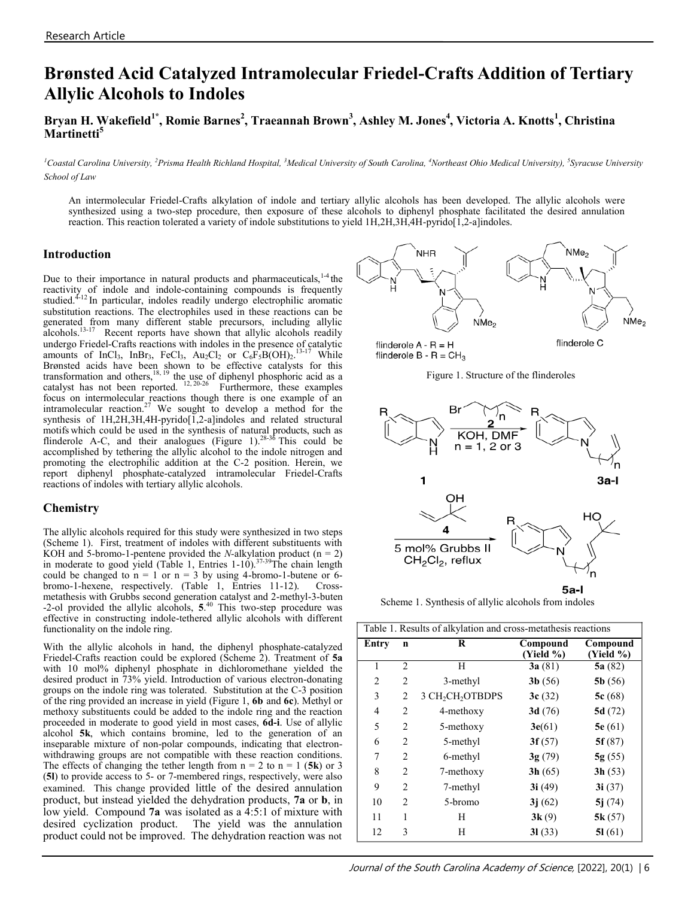# Brønsted Acid Catalyzed Intramolecular Friedel-Crafts Addition of Tertiary Allylic Alcohols to Indoles

**Bryan H. Wakefield[1*], Romie Barnes[2], Traeannah Brown[3], Ashley M. Jones[4], Victoria A. Knotts[1], Christina Martinetti[5]**

*[1]Coastal Carolina University, [2]Prisma Health Richland Hospital, [3]Medical University of South Carolina, [4]Northeast Ohio Medical University), [5]Syracuse University School of Law*

An intermolecular Friedel-Crafts alkylation of indole and tertiary allylic alcohols has been developed. The allylic alcohols were synthesized using a two-step procedure, then exposure of these alcohols to diphenyl phosphate facilitated the desired annulation reaction. This reaction tolerated a variety of indole substitutions to yield 1H,2H,3H,4H-pyrido[1,2-a]indoles.

## Introduction

Due to their importance in natural products and pharmaceuticals,[1-4] the reactivity of indole and indole-containing compounds is frequently studied.[4-12] In particular, indoles readily undergo electrophilic aromatic substitution reactions. The electrophiles used in these reactions can be generated from many different stable precursors, including allylic alcohols.[13-17] Recent reports have shown that allylic alcohols readily undergo Friedel-Crafts reactions with indoles in the presence of catalytic amounts of $InCl_3$, $InBr_3$, $FeCl_3$, $Au_2Cl_2$ or $C_6F_5B(OH)_2$.[13-17] While Brønsted acids have been shown to be effective catalysts for this transformation and others,[18, 19] the use of diphenyl phosphoric acid as a catalyst has not been reported. [12, 20-26] Furthermore, these examples focus on intermolecular reactions though there is one example of an intramolecular reaction.[27] We sought to develop a method for the synthesis of 1H,2H,3H,4H-pyrido[1,2-a]indoles and related structural motifs which could be used in the synthesis of natural products, such as flinderole A-C, and their analogues (Figure 1).[28-36] This could be accomplished by tethering the allylic alcohol to the indole nitrogen and promoting the electrophilic addition at the C-2 position. Herein, we report diphenyl phosphate-catalyzed intramolecular Friedel-Crafts reactions of indoles with tertiary allylic alcohols.

Figure 1. Structure of the flinderoles

## Chemistry

The allylic alcohols required for this study were synthesized in two steps (Scheme 1). First, treatment of indoles with different substituents with KOH and 5-bromo-1-pentene provided the *N*-alkylation product (n = 2) in moderate to good yield (Table 1, Entries 1-10).[37-39] The chain length could be changed to n = 1 or n = 3 by using 4-bromo-1-butene or 6-bromo-1-hexene, respectively. (Table 1, Entries 11-12). Cross-metathesis with Grubbs second generation catalyst and 2-methyl-3-buten-2-ol provided the allylic alcohols, **5**.[40] This two-step procedure was effective in constructing indole-tethered allylic alcohols with different functionality on the indole ring.

Scheme 1. Synthesis of allylic alcohols from indoles

With the allylic alcohols in hand, the diphenyl phosphate-catalyzed Friedel-Crafts reaction could be explored (Scheme 2). Treatment of **5a** with 10 mol% diphenyl phosphate in dichloromethane yielded the desired product in 73% yield. Introduction of various electron-donating groups on the indole ring was tolerated. Substitution at the C-3 position of the ring provided an increase in yield (Figure 1, **6b** and **6c**). Methyl or methoxy substituents could be added to the indole ring and the reaction proceeded in moderate to good yield in most cases, **6d-i**. Use of allylic alcohol **5k**, which contains bromine, led to the generation of an inseparable mixture of non-polar compounds, indicating that electron-withdrawing groups are not compatible with these reaction conditions. The effects of changing the tether length from n = 2 to n = 1 (**5k**) or 3 (**5l**) to provide access to 5- or 7-membered rings, respectively, were also examined. This change provided little of the desired annulation product, but instead yielded the dehydration products, **7a** or **b**, in low yield. Compound **7a** was isolated as a 4:5:1 of mixture with desired cyclization product. The yield was the annulation product could not be improved. The dehydration reaction was not

Table 1. Results of alkylation and cross-metathesis reactions

| Entry | n | R | Compound (Yield %) | Compound (Yield %) |
|---|---|---|---|---|
| 1 | 2 | H | **3a** (81) | **5a** (82) |
| 2 | 2 | 3-methyl | **3b** (56) | **5b** (56) |
| 3 | 2 | 3 $CH_2CH_2OTBDPS$ | **3c** (32) | **5c** (68) |
| 4 | 2 | 4-methoxy | **3d** (76) | **5d** (72) |
| 5 | 2 | 5-methoxy | **3e**(61) | **5e** (61) |
| 6 | 2 | 5-methyl | **3f** (57) | **5f** (87) |
| 7 | 2 | 6-methyl | **3g** (79) | **5g** (55) |
| 8 | 2 | 7-methoxy | **3h** (65) | **3h** (53) |
| 9 | 2 | 7-methyl | **3i** (49) | **3i** (37) |
| 10 | 2 | 5-bromo | **3j** (62) | **5j** (74) |
| 11 | 1 | H | **3k** (9) | **5k** (57) |
| 12 | 3 | H | **3l** (33) | **5l** (61) |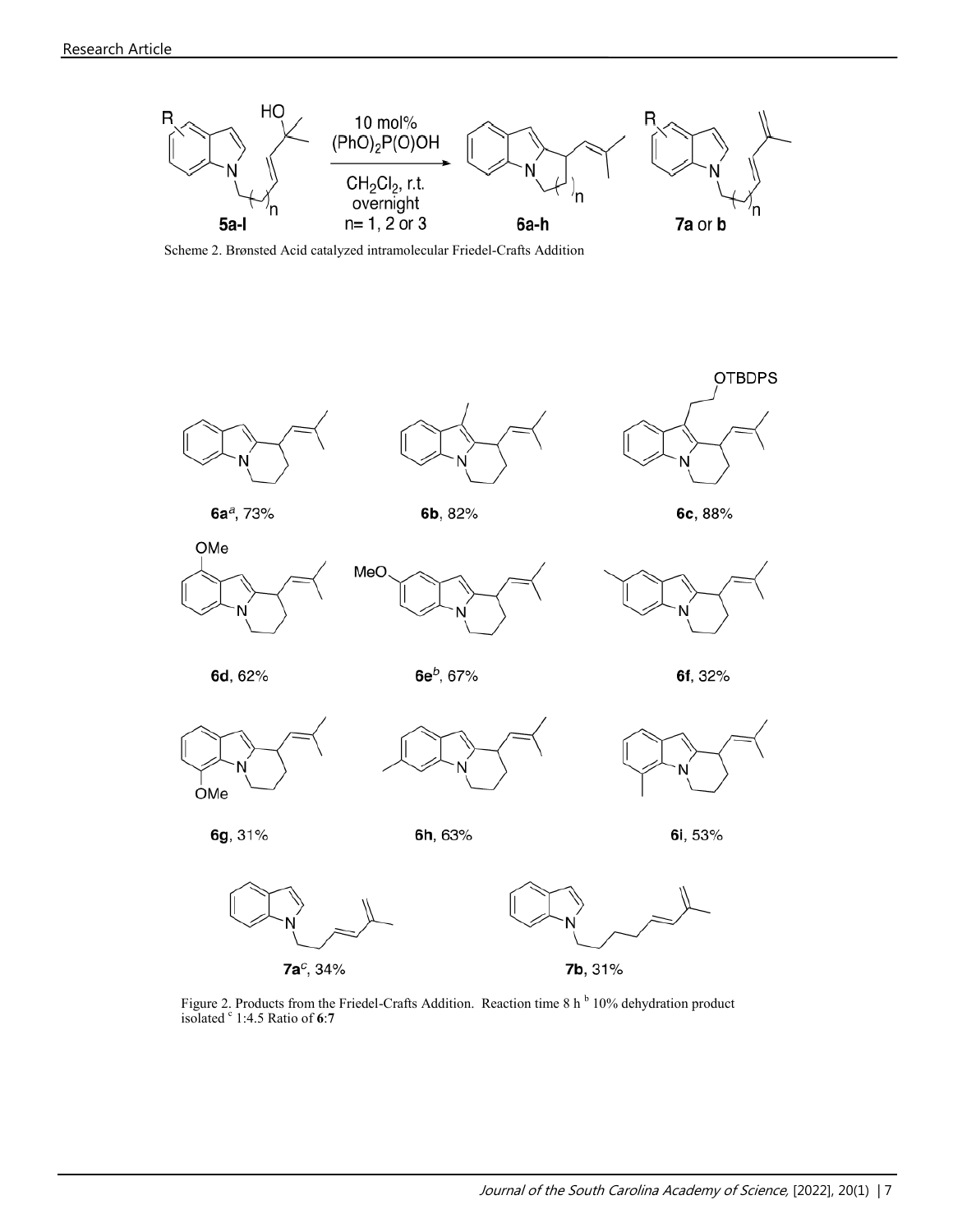Scheme 2. Brønsted Acid catalyzed intramolecular Friedel-Crafts Addition

Figure 2. Products from the Friedel-Crafts Addition. [a] Reaction time 8 h [b] 10% dehydration product isolated [c] 1:4.5 Ratio of **6**:**7**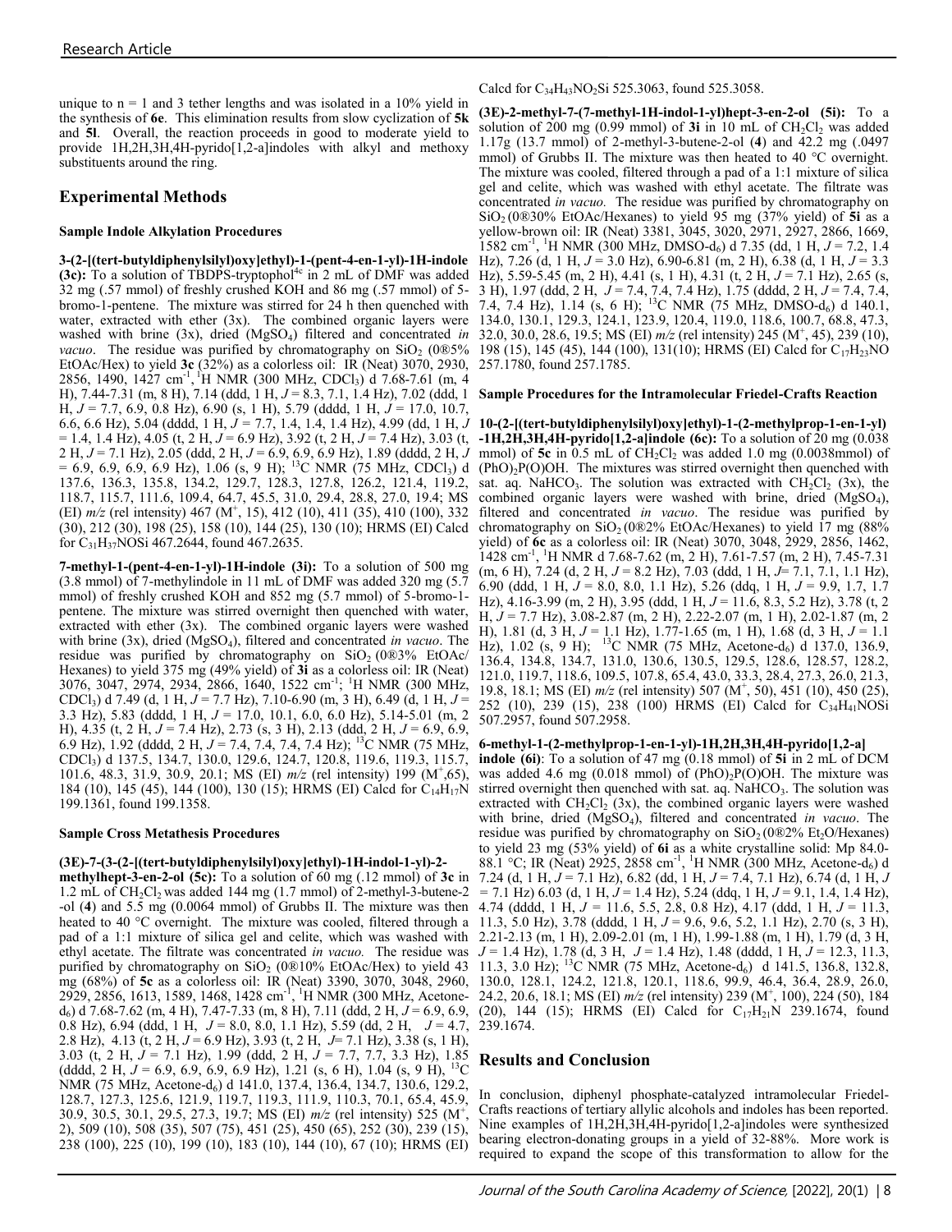unique to n = 1 and 3 tether lengths and was isolated in a 10% yield in the synthesis of **6e**. This elimination results from slow cyclization of **5k** and **5l**. Overall, the reaction proceeds in good to moderate yield to provide 1H,2H,3H,4H-pyrido[1,2-a]indoles with alkyl and methoxy substituents around the ring.

## Experimental Methods

### Sample Indole Alkylation Procedures

**3-(2-[(tert-butyldiphenylsilyl)oxy]ethyl)-1-(pent-4-en-1-yl)-1H-indole (3c):** To a solution of TBDPS-tryptophol[4c] in 2 mL of DMF was added 32 mg (.57 mmol) of freshly crushed KOH and 86 mg (.57 mmol) of 5-bromo-1-pentene. The mixture was stirred for 24 h then quenched with water, extracted with ether (3x). The combined organic layers were washed with brine (3x), dried ($MgSO_4$) filtered and concentrated *in vacuo*. The residue was purified by chromatography on $SiO_2$ (0®5% EtOAc/Hex) to yield **3c** (32%) as a colorless oil: IR (Neat) 3070, 2930, 2856, 1490, 1427 cm$^{-1}$, $^1$H NMR (300 MHz, $CDCl_3$) d 7.68-7.61 (m, 4 H), 7.44-7.31 (m, 8 H), 7.14 (ddd, 1 H, $J$ = 8.3, 7.1, 1.4 Hz), 7.02 (ddd, 1 H, $J$ = 7.7, 6.9, 0.8 Hz), 6.90 (s, 1 H), 5.79 (dddd, 1 H, $J$ = 17.0, 10.7, 6.6, 6.6 Hz), 5.04 (dddd, 1 H, $J$ = 7.7, 1.4, 1.4, 1.4 Hz), 4.99 (dd, 1 H, $J$ = 1.4, 1.4 Hz), 4.05 (t, 2 H, $J$ = 6.9 Hz), 3.92 (t, 2 H, $J$ = 7.4 Hz), 3.03 (t, 2 H, $J$ = 7.1 Hz), 2.05 (ddd, 2 H, $J$ = 6.9, 6.9, 6.9 Hz), 1.89 (dddd, 2 H, $J$ = 6.9, 6.9, 6.9, 6.9 Hz), 1.06 (s, 9 H); $^{13}$C NMR (75 MHz, $CDCl_3$) d 137.6, 136.3, 135.8, 134.2, 129.7, 128.3, 127.8, 126.2, 121.4, 119.2, 118.7, 115.7, 111.6, 109.4, 64.7, 45.5, 31.0, 29.4, 28.8, 27.0, 19.4; MS (EI) $m/z$ (rel intensity) 467 (M$^+$, 15), 412 (10), 411 (35), 410 (100), 332 (30), 212 (30), 198 (25), 158 (10), 144 (25), 130 (10); HRMS (EI) Calcd for $C_{31}H_{37}NOSi$ 467.2644, found 467.2635.

**7-methyl-1-(pent-4-en-1-yl)-1H-indole (3i):** To a solution of 500 mg (3.8 mmol) of 7-methylindole in 11 mL of DMF was added 320 mg (5.7 mmol) of freshly crushed KOH and 852 mg (5.7 mmol) of 5-bromo-1-pentene. The mixture was stirred overnight then quenched with water, extracted with ether (3x). The combined organic layers were washed with brine (3x), dried ($MgSO_4$), filtered and concentrated *in vacuo*. The residue was purified by chromatography on $SiO_2$ (0®3% EtOAc/Hexanes) to yield 375 mg (49% yield) of **3i** as a colorless oil: IR (Neat) 3076, 3047, 2974, 2934, 2866, 1640, 1522 cm$^{-1}$; $^1$H NMR (300 MHz, $CDCl_3$) d 7.49 (d, 1 H, $J$ = 7.7 Hz), 7.10-6.90 (m, 3 H), 6.49 (d, 1 H, $J$ = 3.3 Hz), 5.83 (dddd, 1 H, $J$ = 17.0, 10.1, 6.0, 6.0 Hz), 5.14-5.01 (m, 2 H), 4.35 (t, 2 H, $J$ = 7.4 Hz), 2.73 (s, 3 H), 2.13 (ddd, 2 H, $J$ = 6.9, 6.9, 6.9 Hz), 1.92 (dddd, 2 H, $J$ = 7.4, 7.4, 7.4, 7.4 Hz); $^{13}$C NMR (75 MHz, $CDCl_3$) d 137.5, 134.7, 130.0, 129.6, 124.7, 120.8, 119.6, 119.3, 115.7, 101.6, 48.3, 31.9, 30.9, 20.1; MS (EI) $m/z$ (rel intensity) 199 (M$^+$,65), 184 (10), 145 (45), 144 (100), 130 (15); HRMS (EI) Calcd for $C_{14}H_{17}N$ 199.1361, found 199.1358.

### Sample Cross Metathesis Procedures

**(3E)-7-(3-(2-[(tert-butyldiphenylsilyl)oxy]ethyl)-1H-indol-1-yl)-2-methylhept-3-en-2-ol (5c):** To a solution of 60 mg (.12 mmol) of **3c** in 1.2 mL of $CH_2Cl_2$ was added 144 mg (1.7 mmol) of 2-methyl-3-butene-2-ol (**4**) and 5.5 mg (0.0064 mmol) of Grubbs II. The mixture was then heated to 40 °C overnight. The mixture was cooled, filtered through a pad of a 1:1 mixture of silica gel and celite, which was washed with ethyl acetate. The filtrate was concentrated *in vacuo.* The residue was purified by chromatography on $SiO_2$ (0®10% EtOAc/Hex) to yield 43 mg (68%) of **5c** as a colorless oil: IR (Neat) 3390, 3070, 3048, 2960, 2929, 2856, 1613, 1589, 1468, 1428 cm$^{-1}$, $^1$H NMR (300 MHz, Acetone-d$_6$) d 7.68-7.62 (m, 4 H), 7.47-7.33 (m, 8 H), 7.11 (ddd, 2 H, $J$ = 6.9, 6.9, 0.8 Hz), 6.94 (ddd, 1 H, $J$ = 8.0, 8.0, 1.1 Hz), 5.59 (dd, 2 H, $J$ = 4.7, 2.8 Hz), 4.13 (t, 2 H, $J$ = 6.9 Hz), 3.93 (t, 2 H, $J$= 7.1 Hz), 3.38 (s, 1 H), 3.03 (t, 2 H, $J$ = 7.1 Hz), 1.99 (ddd, 2 H, $J$ = 7.7, 7.7, 3.3 Hz), 1.85 (dddd, 2 H, $J$ = 6.9, 6.9, 6.9, 6.9 Hz), 1.21 (s, 6 H), 1.04 (s, 9 H), $^{13}$C NMR (75 MHz, Acetone-d$_6$) d 141.0, 137.4, 136.4, 134.7, 130.6, 129.2, 128.7, 127.3, 125.6, 121.9, 119.7, 119.3, 111.9, 110.3, 70.1, 65.4, 45.9, 30.9, 30.5, 30.1, 29.5, 27.3, 19.7; MS (EI) $m/z$ (rel intensity) 525 (M$^+$, 2), 509 (10), 508 (35), 507 (75), 451 (25), 450 (65), 252 (30), 239 (15), 238 (100), 225 (10), 199 (10), 183 (10), 144 (10), 67 (10); HRMS (EI) Calcd for $C_{34}H_{43}NO_2Si$ 525.3063, found 525.3058.

**(3E)-2-methyl-7-(7-methyl-1H-indol-1-yl)hept-3-en-2-ol (5i):** To a solution of 200 mg (0.99 mmol) of **3i** in 10 mL of $CH_2Cl_2$ was added 1.17g (13.7 mmol) of 2-methyl-3-butene-2-ol (**4**) and 42.2 mg (.0497 mmol) of Grubbs II. The mixture was then heated to 40 °C overnight. The mixture was cooled, filtered through a pad of a 1:1 mixture of silica gel and celite, which was washed with ethyl acetate. The filtrate was concentrated *in vacuo.* The residue was purified by chromatography on $SiO_2$ (0®30% EtOAc/Hexanes) to yield 95 mg (37% yield) of **5i** as a yellow-brown oil: IR (Neat) 3381, 3045, 3020, 2971, 2927, 2866, 1669, 1582 cm$^{-1}$, $^1$H NMR (300 MHz, DMSO-d$_6$) d 7.35 (dd, 1 H, $J$ = 7.2, 1.4 Hz), 7.26 (d, 1 H, $J$ = 3.0 Hz), 6.90-6.81 (m, 2 H), 6.38 (d, 1 H, $J$ = 3.3 Hz), 5.59-5.45 (m, 2 H), 4.41 (s, 1 H), 4.31 (t, 2 H, $J$ = 7.1 Hz), 2.65 (s, 3 H), 1.97 (ddd, 2 H, $J$ = 7.4, 7.4, 7.4 Hz), 1.75 (dddd, 2 H, $J$ = 7.4, 7.4, 7.4, 7.4 Hz), 1.14 (s, 6 H); $^{13}$C NMR (75 MHz, DMSO-d$_6$) d 140.1, 134.0, 130.1, 129.3, 124.1, 123.9, 120.4, 119.0, 118.6, 100.7, 68.8, 47.3, 32.0, 30.0, 28.6, 19.5; MS (EI) $m/z$ (rel intensity) 245 (M$^+$, 45), 239 (10), 198 (15), 145 (45), 144 (100), 131(10); HRMS (EI) Calcd for $C_{17}H_{23}NO$ 257.1780, found 257.1785.

### Sample Procedures for the Intramolecular Friedel-Crafts Reaction

**10-(2-[(tert-butyldiphenylsilyl)oxy]ethyl)-1-(2-methylprop-1-en-1-yl) -1H,2H,3H,4H-pyrido[1,2-a]indole (6c):** To a solution of 20 mg (0.038 mmol) of **5c** in 0.5 mL of $CH_2Cl_2$ was added 1.0 mg (0.0038mmol) of $(PhO)_2P(O)OH$. The mixtures was stirred overnight then quenched with sat. aq. $NaHCO_3$. The solution was extracted with $CH_2Cl_2$ (3x), the combined organic layers were washed with brine, dried ($MgSO_4$), filtered and concentrated *in vacuo*. The residue was purified by chromatography on $SiO_2$ (0®2% EtOAc/Hexanes) to yield 17 mg (88% yield) of **6c** as a colorless oil: IR (Neat) 3070, 3048, 2929, 2856, 1462, 1428 cm$^{-1}$, $^1$H NMR d 7.68-7.62 (m, 2 H), 7.61-7.57 (m, 2 H), 7.45-7.31 (m, 6 H), 7.24 (d, 2 H, $J$ = 8.2 Hz), 7.03 (ddd, 1 H, $J$= 7.1, 7.1, 1.1 Hz), 6.90 (ddd, 1 H, $J$ = 8.0, 8.0, 1.1 Hz), 5.26 (ddq, 1 H, $J$ = 9.9, 1.7, 1.7 Hz), 4.16-3.99 (m, 2 H), 3.95 (ddd, 1 H, $J$ = 11.6, 8.3, 5.2 Hz), 3.78 (t, 2 H, $J$ = 7.7 Hz), 3.08-2.87 (m, 2 H), 2.22-2.07 (m, 1 H), 2.02-1.87 (m, 2 H), 1.81 (d, 3 H, $J$ = 1.1 Hz), 1.77-1.65 (m, 1 H), 1.68 (d, 3 H, $J$ = 1.1 Hz), 1.02 (s, 9 H); $^{13}$C NMR (75 MHz, Acetone-d$_6$) d 137.0, 136.9, 136.4, 134.8, 134.7, 131.0, 130.6, 130.5, 129.5, 128.6, 128.57, 128.2, 121.0, 119.7, 118.6, 109.5, 107.8, 65.4, 43.0, 33.3, 28.4, 27.3, 26.0, 21.3, 19.8, 18.1; MS (EI) $m/z$ (rel intensity) 507 (M$^+$, 50), 451 (10), 450 (25), 252 (10), 239 (15), 238 (100) HRMS (EI) Calcd for $C_{34}H_{41}NOSi$ 507.2957, found 507.2958.

**6-methyl-1-(2-methylprop-1-en-1-yl)-1H,2H,3H,4H-pyrido[1,2-a] indole (6i)**: To a solution of 47 mg (0.18 mmol) of **5i** in 2 mL of DCM was added 4.6 mg (0.018 mmol) of $(PhO)_2P(O)OH$. The mixture was stirred overnight then quenched with sat. aq. $NaHCO_3$. The solution was extracted with $CH_2Cl_2$ (3x), the combined organic layers were washed with brine, dried ($MgSO_4$), filtered and concentrated *in vacuo*. The residue was purified by chromatography on $SiO_2$ (0®2% $Et_2O$/Hexanes) to yield 23 mg (53% yield) of **6i** as a white crystalline solid: Mp 84.0-88.1 °C; IR (Neat) 2925, 2858 cm$^{-1}$, $^1$H NMR (300 MHz, Acetone-d$_6$) d 7.24 (d, 1 H, $J$ = 7.1 Hz), 6.82 (dd, 1 H, $J$ = 7.4, 7.1 Hz), 6.74 (d, 1 H, $J$ = 7.1 Hz) 6.03 (d, 1 H, $J$ = 1.4 Hz), 5.24 (ddq, 1 H, $J$ = 9.1, 1.4, 1.4 Hz), 4.74 (dddd, 1 H, $J$ = 11.6, 5.5, 2.8, 0.8 Hz), 4.17 (ddd, 1 H, $J$ = 11.3, 11.3, 5.0 Hz), 3.78 (dddd, 1 H, $J$ = 9.6, 9.6, 5.2, 1.1 Hz), 2.70 (s, 3 H), 2.21-2.13 (m, 1 H), 2.09-2.01 (m, 1 H), 1.99-1.88 (m, 1 H), 1.79 (d, 3 H, $J$ = 1.4 Hz), 1.78 (d, 3 H, $J$ = 1.4 Hz), 1.48 (dddd, 1 H, $J$ = 12.3, 11.3, 11.3, 3.0 Hz); $^{13}$C NMR (75 MHz, Acetone-d$_6$) d 141.5, 136.8, 132.8, 130.0, 128.1, 124.2, 121.8, 120.1, 118.6, 99.9, 46.4, 36.4, 28.9, 26.0, 24.2, 20.6, 18.1; MS (EI) $m/z$ (rel intensity) 239 (M$^+$, 100), 224 (50), 184 (20), 144 (15); HRMS (EI) Calcd for $C_{17}H_{21}N$ 239.1674, found 239.1674.

## Results and Conclusion

In conclusion, diphenyl phosphate-catalyzed intramolecular Friedel-Crafts reactions of tertiary allylic alcohols and indoles has been reported. Nine examples of 1H,2H,3H,4H-pyrido[1,2-a]indoles were synthesized bearing electron-donating groups in a yield of 32-88%. More work is required to expand the scope of this transformation to allow for the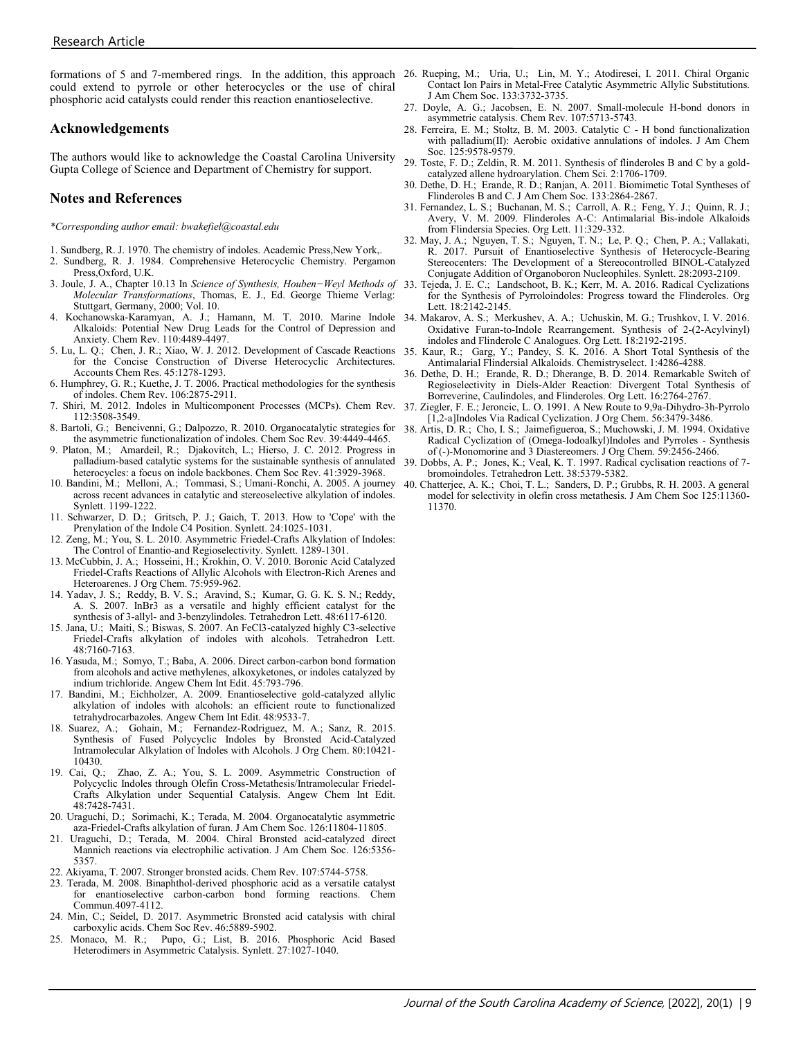formations of 5 and 7-membered rings. In the addition, this approach could extend to pyrrole or other heterocycles or the use of chiral phosphoric acid catalysts could render this reaction enantioselective.

## Acknowledgements

The authors would like to acknowledge the Coastal Carolina University Gupta College of Science and Department of Chemistry for support.

## Notes and References

*Corresponding author email: bwakefiel@coastal.edu*

1. Sundberg, R. J. 1970. The chemistry of indoles. Academic Press,New York,.
2. Sundberg, R. J. 1984. Comprehensive Heterocyclic Chemistry. Pergamon Press,Oxford, U.K.
3. Joule, J. A., Chapter 10.13 In *Science of Synthesis, Houben−Weyl Methods of Molecular Transformations*, Thomas, E. J., Ed. George Thieme Verlag: Stuttgart, Germany, 2000; Vol. 10.
4. Kochanowska-Karamyan, A. J.; Hamann, M. T. 2010. Marine Indole Alkaloids: Potential New Drug Leads for the Control of Depression and Anxiety. Chem Rev. 110:4489-4497.
5. Lu, L. Q.; Chen, J. R.; Xiao, W. J. 2012. Development of Cascade Reactions for the Concise Construction of Diverse Heterocyclic Architectures. Accounts Chem Res. 45:1278-1293.
6. Humphrey, G. R.; Kuethe, J. T. 2006. Practical methodologies for the synthesis of indoles. Chem Rev. 106:2875-2911.
7. Shiri, M. 2012. Indoles in Multicomponent Processes (MCPs). Chem Rev. 112:3508-3549.
8. Bartoli, G.; Bencivenni, G.; Dalpozzo, R. 2010. Organocatalytic strategies for the asymmetric functionalization of indoles. Chem Soc Rev. 39:4449-4465.
9. Platon, M.; Amardeil, R.; Djakovitch, L.; Hierso, J. C. 2012. Progress in palladium-based catalytic systems for the sustainable synthesis of annulated heterocycles: a focus on indole backbones. Chem Soc Rev. 41:3929-3968.
10. Bandini, M.; Melloni, A.; Tommasi, S.; Umani-Ronchi, A. 2005. A journey across recent advances in catalytic and stereoselective alkylation of indoles. Synlett. 1199-1222.
11. Schwarzer, D. D.; Gritsch, P. J.; Gaich, T. 2013. How to 'Cope' with the Prenylation of the Indole C4 Position. Synlett. 24:1025-1031.
12. Zeng, M.; You, S. L. 2010. Asymmetric Friedel-Crafts Alkylation of Indoles: The Control of Enantio-and Regioselectivity. Synlett. 1289-1301.
13. McCubbin, J. A.; Hosseini, H.; Krokhin, O. V. 2010. Boronic Acid Catalyzed Friedel-Crafts Reactions of Allylic Alcohols with Electron-Rich Arenes and Heteroarenes. J Org Chem. 75:959-962.
14. Yadav, J. S.; Reddy, B. V. S.; Aravind, S.; Kumar, G. G. K. S. N.; Reddy, A. S. 2007. InBr3 as a versatile and highly efficient catalyst for the synthesis of 3-allyl- and 3-benzylindoles. Tetrahedron Lett. 48:6117-6120.
15. Jana, U.; Maiti, S.; Biswas, S. 2007. An FeCl3-catalyzed highly C3-selective Friedel-Crafts alkylation of indoles with alcohols. Tetrahedron Lett. 48:7160-7163.
16. Yasuda, M.; Somyo, T.; Baba, A. 2006. Direct carbon-carbon bond formation from alcohols and active methylenes, alkoxyketones, or indoles catalyzed by indium trichloride. Angew Chem Int Edit. 45:793-796.
17. Bandini, M.; Eichholzer, A. 2009. Enantioselective gold-catalyzed allylic alkylation of indoles with alcohols: an efficient route to functionalized tetrahydrocarbazoles. Angew Chem Int Edit. 48:9533-7.
18. Suarez, A.; Gohain, M.; Fernandez-Rodriguez, M. A.; Sanz, R. 2015. Synthesis of Fused Polycyclic Indoles by Bronsted Acid-Catalyzed Intramolecular Alkylation of Indoles with Alcohols. J Org Chem. 80:10421-10430.
19. Cai, Q.; Zhao, Z. A.; You, S. L. 2009. Asymmetric Construction of Polycyclic Indoles through Olefin Cross-Metathesis/Intramolecular Friedel-Crafts Alkylation under Sequential Catalysis. Angew Chem Int Edit. 48:7428-7431.
20. Uraguchi, D.; Sorimachi, K.; Terada, M. 2004. Organocatalytic asymmetric aza-Friedel-Crafts alkylation of furan. J Am Chem Soc. 126:11804-11805.
21. Uraguchi, D.; Terada, M. 2004. Chiral Bronsted acid-catalyzed direct Mannich reactions via electrophilic activation. J Am Chem Soc. 126:5356-5357.
22. Akiyama, T. 2007. Stronger bronsted acids. Chem Rev. 107:5744-5758.
23. Terada, M. 2008. Binaphthol-derived phosphoric acid as a versatile catalyst for enantioselective carbon-carbon bond forming reactions. Chem Commun.4097-4112.
24. Min, C.; Seidel, D. 2017. Asymmetric Bronsted acid catalysis with chiral carboxylic acids. Chem Soc Rev. 46:5889-5902.
25. Monaco, M. R.; Pupo, G.; List, B. 2016. Phosphoric Acid Based Heterodimers in Asymmetric Catalysis. Synlett. 27:1027-1040.
26. Rueping, M.; Uria, U.; Lin, M. Y.; Atodiresei, I. 2011. Chiral Organic Contact Ion Pairs in Metal-Free Catalytic Asymmetric Allylic Substitutions. J Am Chem Soc. 133:3732-3735.
27. Doyle, A. G.; Jacobsen, E. N. 2007. Small-molecule H-bond donors in asymmetric catalysis. Chem Rev. 107:5713-5743.
28. Ferreira, E. M.; Stoltz, B. M. 2003. Catalytic C - H bond functionalization with palladium(II): Aerobic oxidative annulations of indoles. J Am Chem Soc. 125:9578-9579.
29. Toste, F. D.; Zeldin, R. M. 2011. Synthesis of flinderoles B and C by a gold-catalyzed allene hydroarylation. Chem Sci. 2:1706-1709.
30. Dethe, D. H.; Erande, R. D.; Ranjan, A. 2011. Biomimetic Total Syntheses of Flinderoles B and C. J Am Chem Soc. 133:2864-2867.
31. Fernandez, L. S.; Buchanan, M. S.; Carroll, A. R.; Feng, Y. J.; Quinn, R. J.; Avery, V. M. 2009. Flinderoles A-C: Antimalarial Bis-indole Alkaloids from Flindersia Species. Org Lett. 11:329-332.
32. May, J. A.; Nguyen, T. S.; Nguyen, T. N.; Le, P. Q.; Chen, P. A.; Vallakati, R. 2017. Pursuit of Enantioselective Synthesis of Heterocycle-Bearing Stereocenters: The Development of a Stereocontrolled BINOL-Catalyzed Conjugate Addition of Organoboron Nucleophiles. Synlett. 28:2093-2109.
33. Tejeda, J. E. C.; Landschoot, B. K.; Kerr, M. A. 2016. Radical Cyclizations for the Synthesis of Pyrroloindoles: Progress toward the Flinderoles. Org Lett. 18:2142-2145.
34. Makarov, A. S.; Merkushev, A. A.; Uchuskin, M. G.; Trushkov, I. V. 2016. Oxidative Furan-to-Indole Rearrangement. Synthesis of 2-(2-Acylvinyl) indoles and Flinderole C Analogues. Org Lett. 18:2192-2195.
35. Kaur, R.; Garg, Y.; Pandey, S. K. 2016. A Short Total Synthesis of the Antimalarial Flindersial Alkaloids. Chemistryselect. 1:4286-4288.
36. Dethe, D. H.; Erande, R. D.; Dherange, B. D. 2014. Remarkable Switch of Regioselectivity in Diels-Alder Reaction: Divergent Total Synthesis of Borreverine, Caulindoles, and Flinderoles. Org Lett. 16:2764-2767.
37. Ziegler, F. E.; Jeroncic, L. O. 1991. A New Route to 9,9a-Dihydro-3h-Pyrrolo [1,2-a]Indoles Via Radical Cyclization. J Org Chem. 56:3479-3486.
38. Artis, D. R.; Cho, I. S.; Jaimefigueroa, S.; Muchowski, J. M. 1994. Oxidative Radical Cyclization of (Omega-Iodoalkyl)Indoles and Pyrroles - Synthesis of (-)-Monomorine and 3 Diastereomers. J Org Chem. 59:2456-2466.
39. Dobbs, A. P.; Jones, K.; Veal, K. T. 1997. Radical cyclisation reactions of 7-bromoindoles. Tetrahedron Lett. 38:5379-5382.
40. Chatterjee, A. K.; Choi, T. L.; Sanders, D. P.; Grubbs, R. H. 2003. A general model for selectivity in olefin cross metathesis. J Am Chem Soc 125:11360-11370.